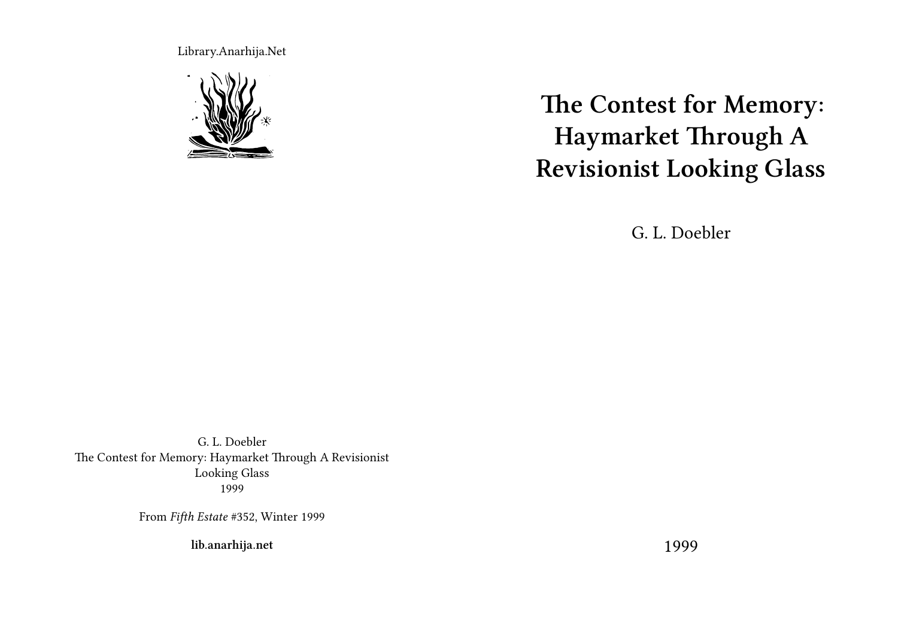Library.Anarhija.Net

# The Contest for Memory: Haymarket Through A Revisionist Looking Glass

G. L. Doebler

1999

G. L. Doebler
The Contest for Memory: Haymarket Through A Revisionist Looking Glass
1999

From *Fifth Estate* #352, Winter 1999

**lib.anarhija.net**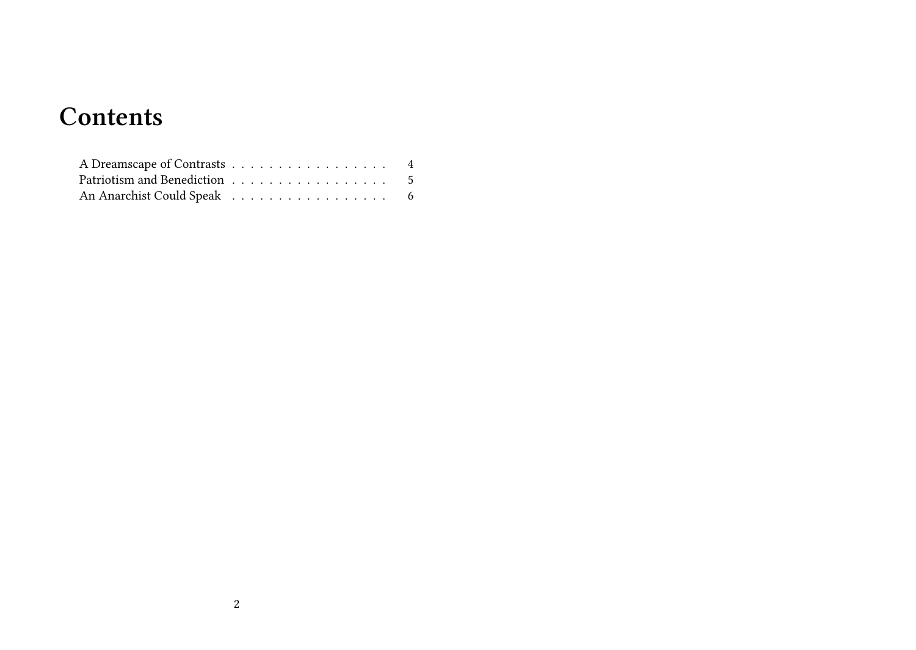# Contents

A Dreamscape of Contrasts . . . . . . . . . . . . . . . . . 4
Patriotism and Benediction . . . . . . . . . . . . . . . . . 5
An Anarchist Could Speak . . . . . . . . . . . . . . . . . 6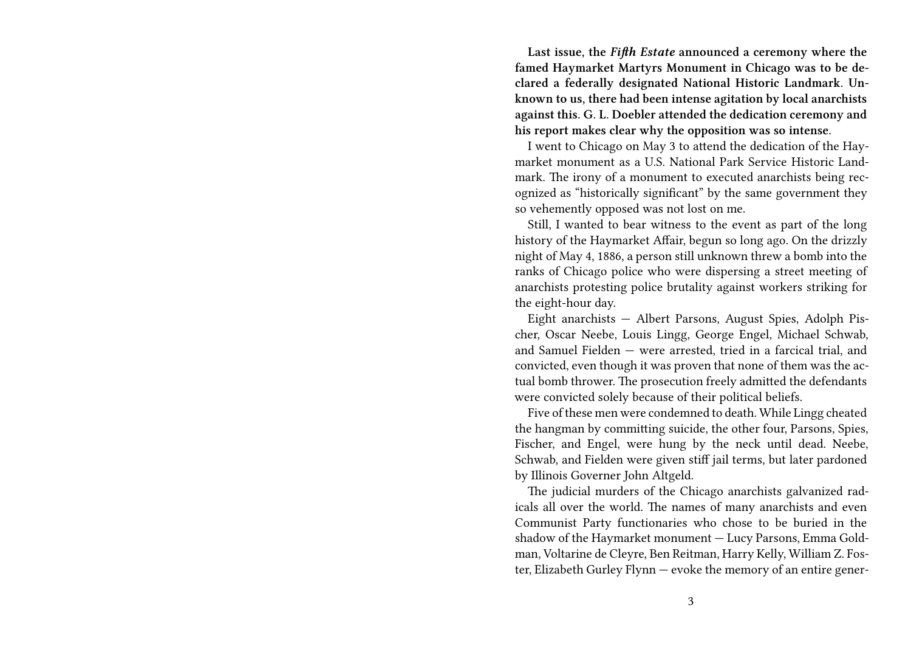**Last issue, the *Fifth Estate* announced a ceremony where the famed Haymarket Martyrs Monument in Chicago was to be declared a federally designated National Historic Landmark. Unknown to us, there had been intense agitation by local anarchists against this. G. L. Doebler attended the dedication ceremony and his report makes clear why the opposition was so intense.**

I went to Chicago on May 3 to attend the dedication of the Haymarket monument as a U.S. National Park Service Historic Landmark. The irony of a monument to executed anarchists being recognized as "historically significant" by the same government they so vehemently opposed was not lost on me.

Still, I wanted to bear witness to the event as part of the long history of the Haymarket Affair, begun so long ago. On the drizzly night of May 4, 1886, a person still unknown threw a bomb into the ranks of Chicago police who were dispersing a street meeting of anarchists protesting police brutality against workers striking for the eight-hour day.

Eight anarchists — Albert Parsons, August Spies, Adolph Pischer, Oscar Neebe, Louis Lingg, George Engel, Michael Schwab, and Samuel Fielden — were arrested, tried in a farcical trial, and convicted, even though it was proven that none of them was the actual bomb thrower. The prosecution freely admitted the defendants were convicted solely because of their political beliefs.

Five of these men were condemned to death. While Lingg cheated the hangman by committing suicide, the other four, Parsons, Spies, Fischer, and Engel, were hung by the neck until dead. Neebe, Schwab, and Fielden were given stiff jail terms, but later pardoned by Illinois Governer John Altgeld.

The judicial murders of the Chicago anarchists galvanized radicals all over the world. The names of many anarchists and even Communist Party functionaries who chose to be buried in the shadow of the Haymarket monument — Lucy Parsons, Emma Goldman, Voltarine de Cleyre, Ben Reitman, Harry Kelly, William Z. Foster, Elizabeth Gurley Flynn — evoke the memory of an entire gener-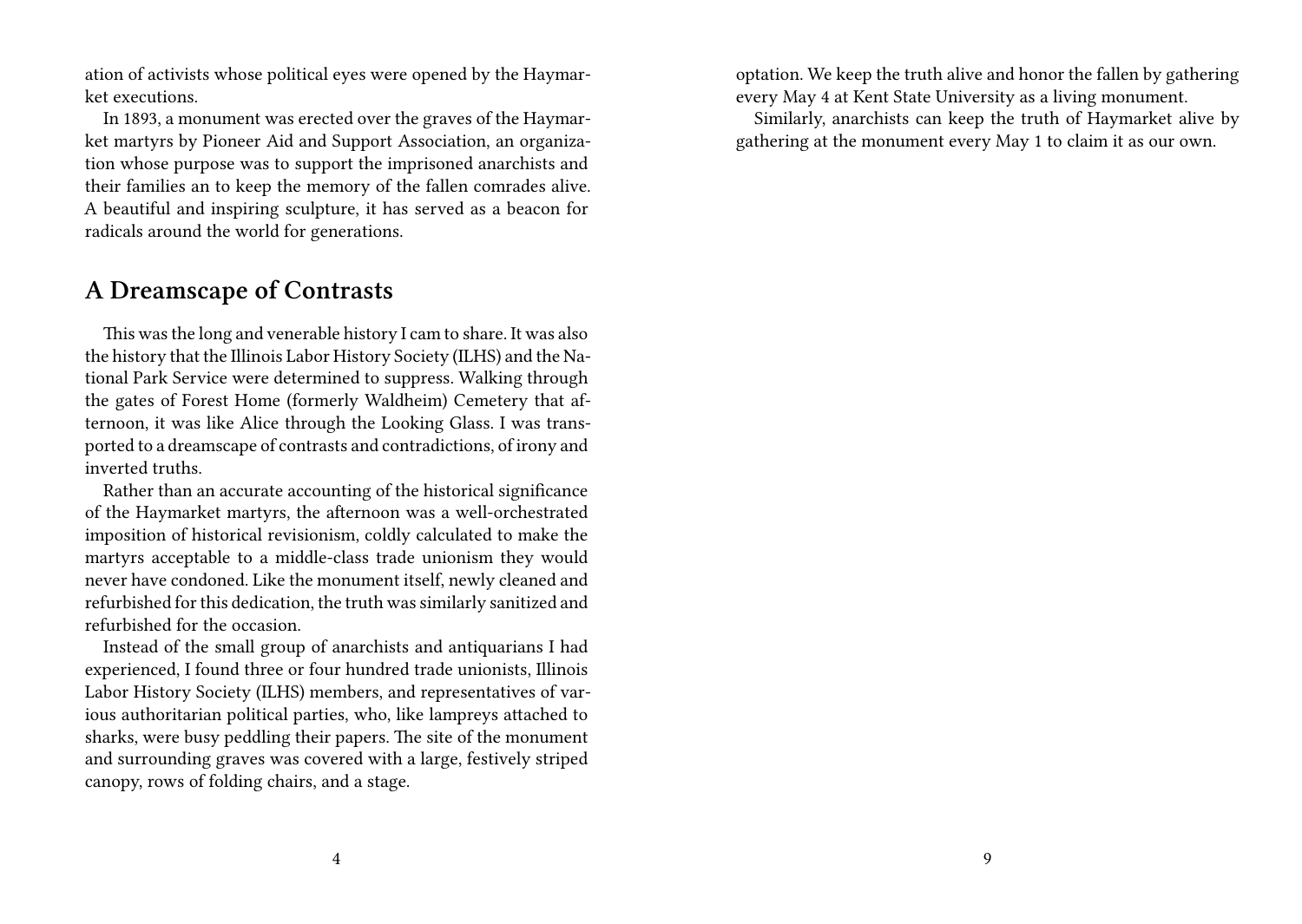ation of activists whose political eyes were opened by the Haymarket executions.

In 1893, a monument was erected over the graves of the Haymarket martyrs by Pioneer Aid and Support Association, an organization whose purpose was to support the imprisoned anarchists and their families an to keep the memory of the fallen comrades alive. A beautiful and inspiring sculpture, it has served as a beacon for radicals around the world for generations.

## A Dreamscape of Contrasts

This was the long and venerable history I cam to share. It was also the history that the Illinois Labor History Society (ILHS) and the National Park Service were determined to suppress. Walking through the gates of Forest Home (formerly Waldheim) Cemetery that afternoon, it was like Alice through the Looking Glass. I was transported to a dreamscape of contrasts and contradictions, of irony and inverted truths.

Rather than an accurate accounting of the historical significance of the Haymarket martyrs, the afternoon was a well-orchestrated imposition of historical revisionism, coldly calculated to make the martyrs acceptable to a middle-class trade unionism they would never have condoned. Like the monument itself, newly cleaned and refurbished for this dedication, the truth was similarly sanitized and refurbished for the occasion.

Instead of the small group of anarchists and antiquarians I had experienced, I found three or four hundred trade unionists, Illinois Labor History Society (ILHS) members, and representatives of various authoritarian political parties, who, like lampreys attached to sharks, were busy peddling their papers. The site of the monument and surrounding graves was covered with a large, festively striped canopy, rows of folding chairs, and a stage.

optation. We keep the truth alive and honor the fallen by gathering every May 4 at Kent State University as a living monument.

Similarly, anarchists can keep the truth of Haymarket alive by gathering at the monument every May 1 to claim it as our own.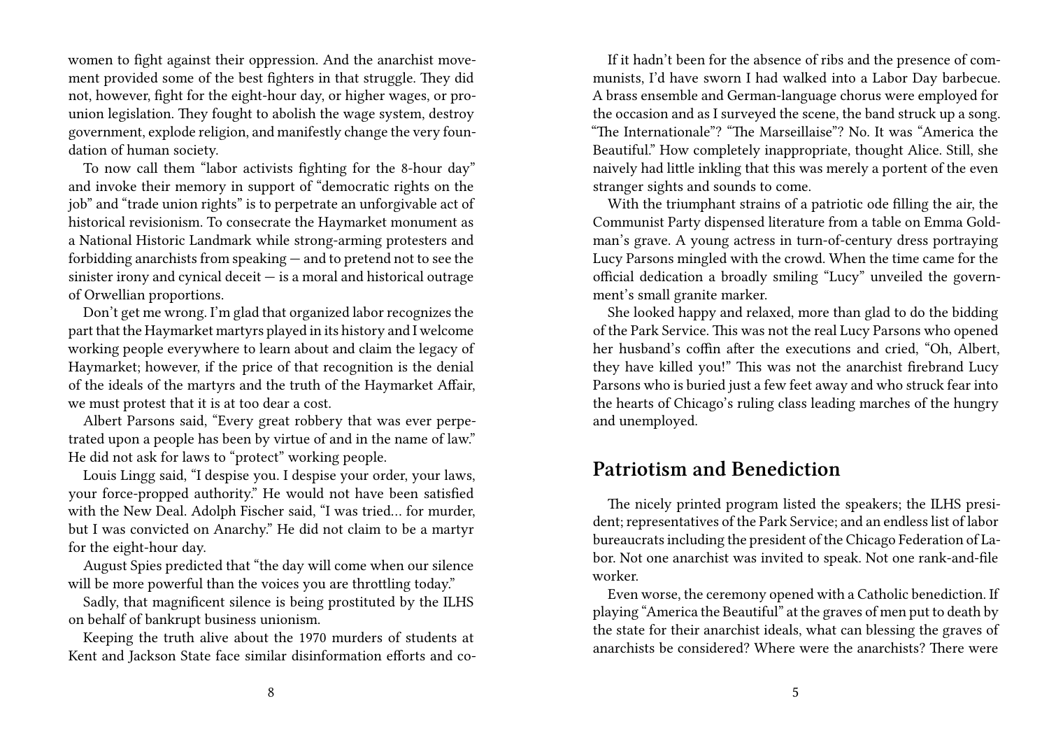women to fight against their oppression. And the anarchist movement provided some of the best fighters in that struggle. They did not, however, fight for the eight-hour day, or higher wages, or pro-union legislation. They fought to abolish the wage system, destroy government, explode religion, and manifestly change the very foundation of human society.

To now call them "labor activists fighting for the 8-hour day" and invoke their memory in support of "democratic rights on the job" and "trade union rights" is to perpetrate an unforgivable act of historical revisionism. To consecrate the Haymarket monument as a National Historic Landmark while strong-arming protesters and forbidding anarchists from speaking — and to pretend not to see the sinister irony and cynical deceit — is a moral and historical outrage of Orwellian proportions.

Don't get me wrong. I'm glad that organized labor recognizes the part that the Haymarket martyrs played in its history and I welcome working people everywhere to learn about and claim the legacy of Haymarket; however, if the price of that recognition is the denial of the ideals of the martyrs and the truth of the Haymarket Affair, we must protest that it is at too dear a cost.

Albert Parsons said, "Every great robbery that was ever perpetrated upon a people has been by virtue of and in the name of law." He did not ask for laws to "protect" working people.

Louis Lingg said, "I despise you. I despise your order, your laws, your force-propped authority." He would not have been satisfied with the New Deal. Adolph Fischer said, "I was tried… for murder, but I was convicted on Anarchy." He did not claim to be a martyr for the eight-hour day.

August Spies predicted that "the day will come when our silence will be more powerful than the voices you are throttling today."

Sadly, that magnificent silence is being prostituted by the ILHS on behalf of bankrupt business unionism.

Keeping the truth alive about the 1970 murders of students at Kent and Jackson State face similar disinformation efforts and co-

If it hadn't been for the absence of ribs and the presence of communists, I'd have sworn I had walked into a Labor Day barbecue. A brass ensemble and German-language chorus were employed for the occasion and as I surveyed the scene, the band struck up a song. "The Internationale"? "The Marseillaise"? No. It was "America the Beautiful." How completely inappropriate, thought Alice. Still, she naively had little inkling that this was merely a portent of the even stranger sights and sounds to come.

With the triumphant strains of a patriotic ode filling the air, the Communist Party dispensed literature from a table on Emma Goldman's grave. A young actress in turn-of-century dress portraying Lucy Parsons mingled with the crowd. When the time came for the official dedication a broadly smiling "Lucy" unveiled the government's small granite marker.

She looked happy and relaxed, more than glad to do the bidding of the Park Service. This was not the real Lucy Parsons who opened her husband's coffin after the executions and cried, "Oh, Albert, they have killed you!" This was not the anarchist firebrand Lucy Parsons who is buried just a few feet away and who struck fear into the hearts of Chicago's ruling class leading marches of the hungry and unemployed.

## Patriotism and Benediction

The nicely printed program listed the speakers; the ILHS president; representatives of the Park Service; and an endless list of labor bureaucrats including the president of the Chicago Federation of Labor. Not one anarchist was invited to speak. Not one rank-and-file worker.

Even worse, the ceremony opened with a Catholic benediction. If playing "America the Beautiful" at the graves of men put to death by the state for their anarchist ideals, what can blessing the graves of anarchists be considered? Where were the anarchists? There were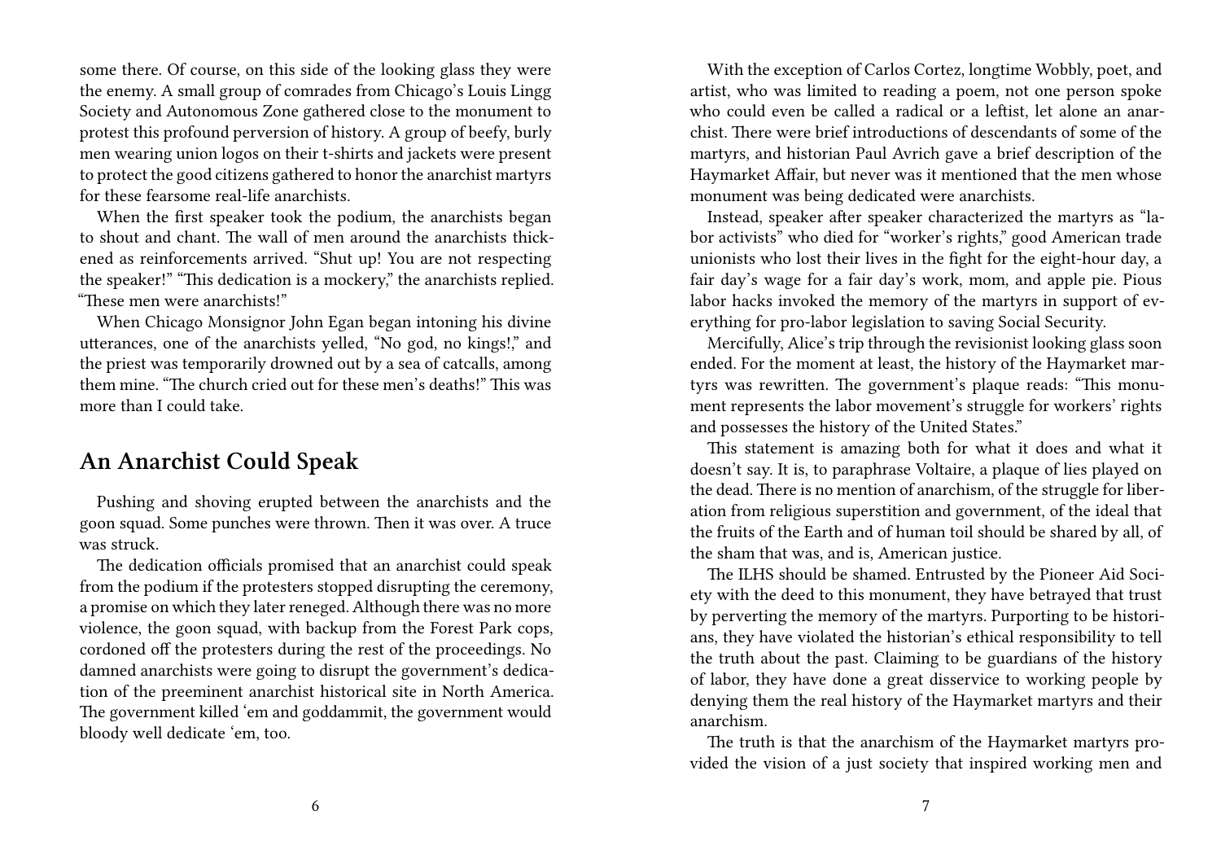some there. Of course, on this side of the looking glass they were the enemy. A small group of comrades from Chicago's Louis Lingg Society and Autonomous Zone gathered close to the monument to protest this profound perversion of history. A group of beefy, burly men wearing union logos on their t-shirts and jackets were present to protect the good citizens gathered to honor the anarchist martyrs for these fearsome real-life anarchists.

When the first speaker took the podium, the anarchists began to shout and chant. The wall of men around the anarchists thickened as reinforcements arrived. "Shut up! You are not respecting the speaker!" "This dedication is a mockery," the anarchists replied. "These men were anarchists!"

When Chicago Monsignor John Egan began intoning his divine utterances, one of the anarchists yelled, "No god, no kings!," and the priest was temporarily drowned out by a sea of catcalls, among them mine. "The church cried out for these men's deaths!" This was more than I could take.

## An Anarchist Could Speak

Pushing and shoving erupted between the anarchists and the goon squad. Some punches were thrown. Then it was over. A truce was struck.

The dedication officials promised that an anarchist could speak from the podium if the protesters stopped disrupting the ceremony, a promise on which they later reneged. Although there was no more violence, the goon squad, with backup from the Forest Park cops, cordoned off the protesters during the rest of the proceedings. No damned anarchists were going to disrupt the government's dedication of the preeminent anarchist historical site in North America. The government killed 'em and goddammit, the government would bloody well dedicate 'em, too.

With the exception of Carlos Cortez, longtime Wobbly, poet, and artist, who was limited to reading a poem, not one person spoke who could even be called a radical or a leftist, let alone an anarchist. There were brief introductions of descendants of some of the martyrs, and historian Paul Avrich gave a brief description of the Haymarket Affair, but never was it mentioned that the men whose monument was being dedicated were anarchists.

Instead, speaker after speaker characterized the martyrs as "labor activists" who died for "worker's rights," good American trade unionists who lost their lives in the fight for the eight-hour day, a fair day's wage for a fair day's work, mom, and apple pie. Pious labor hacks invoked the memory of the martyrs in support of everything for pro-labor legislation to saving Social Security.

Mercifully, Alice's trip through the revisionist looking glass soon ended. For the moment at least, the history of the Haymarket martyrs was rewritten. The government's plaque reads: "This monument represents the labor movement's struggle for workers' rights and possesses the history of the United States."

This statement is amazing both for what it does and what it doesn't say. It is, to paraphrase Voltaire, a plaque of lies played on the dead. There is no mention of anarchism, of the struggle for liberation from religious superstition and government, of the ideal that the fruits of the Earth and of human toil should be shared by all, of the sham that was, and is, American justice.

The ILHS should be shamed. Entrusted by the Pioneer Aid Society with the deed to this monument, they have betrayed that trust by perverting the memory of the martyrs. Purporting to be historians, they have violated the historian's ethical responsibility to tell the truth about the past. Claiming to be guardians of the history of labor, they have done a great disservice to working people by denying them the real history of the Haymarket martyrs and their anarchism.

The truth is that the anarchism of the Haymarket martyrs provided the vision of a just society that inspired working men and